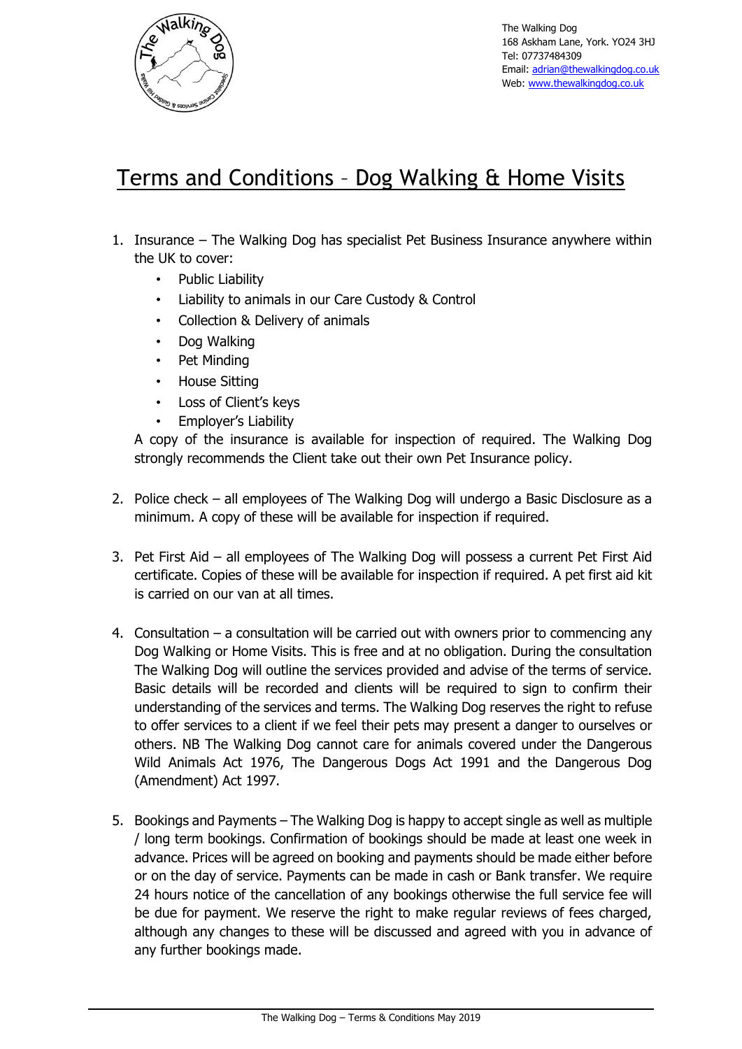The Walking Dog
168 Askham Lane, York. YO24 3HJ
Tel: 07737484309
Email: adrian@thewalkingdog.co.uk
Web: www.thewalkingdog.co.uk

# Terms and Conditions – Dog Walking & Home Visits

1. Insurance – The Walking Dog has specialist Pet Business Insurance anywhere within the UK to cover:
   - Public Liability
   - Liability to animals in our Care Custody & Control
   - Collection & Delivery of animals
   - Dog Walking
   - Pet Minding
   - House Sitting
   - Loss of Client's keys
   - Employer's Liability

   A copy of the insurance is available for inspection of required. The Walking Dog strongly recommends the Client take out their own Pet Insurance policy.

2. Police check – all employees of The Walking Dog will undergo a Basic Disclosure as a minimum. A copy of these will be available for inspection if required.

3. Pet First Aid – all employees of The Walking Dog will possess a current Pet First Aid certificate. Copies of these will be available for inspection if required. A pet first aid kit is carried on our van at all times.

4. Consultation – a consultation will be carried out with owners prior to commencing any Dog Walking or Home Visits. This is free and at no obligation. During the consultation The Walking Dog will outline the services provided and advise of the terms of service. Basic details will be recorded and clients will be required to sign to confirm their understanding of the services and terms. The Walking Dog reserves the right to refuse to offer services to a client if we feel their pets may present a danger to ourselves or others. NB The Walking Dog cannot care for animals covered under the Dangerous Wild Animals Act 1976, The Dangerous Dogs Act 1991 and the Dangerous Dog (Amendment) Act 1997.

5. Bookings and Payments – The Walking Dog is happy to accept single as well as multiple / long term bookings. Confirmation of bookings should be made at least one week in advance. Prices will be agreed on booking and payments should be made either before or on the day of service. Payments can be made in cash or Bank transfer. We require 24 hours notice of the cancellation of any bookings otherwise the full service fee will be due for payment. We reserve the right to make regular reviews of fees charged, although any changes to these will be discussed and agreed with you in advance of any further bookings made.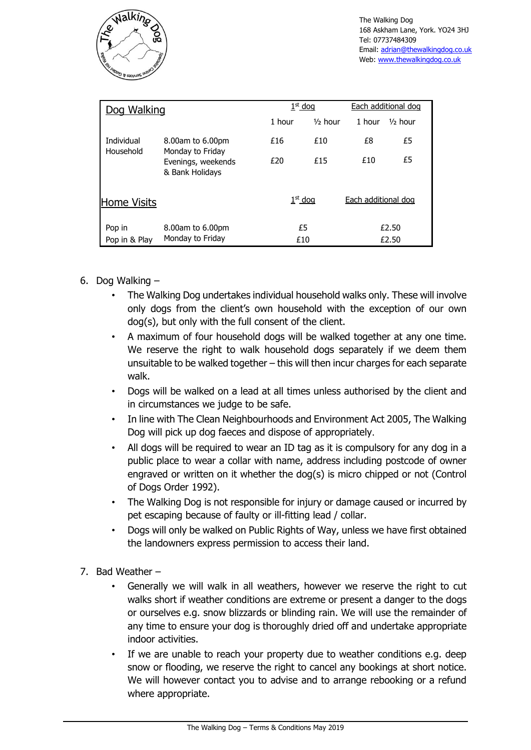The Walking Dog
168 Askham Lane, York. YO24 3HJ
Tel: 07737484309
Email: adrian@thewalkingdog.co.uk
Web: www.thewalkingdog.co.uk

| Dog Walking | | 1st dog | | Each additional dog | |
|---|---|---|---|---|---|
| | | 1 hour | ½ hour | 1 hour | ½ hour |
| Individual Household | 8.00am to 6.00pm Monday to Friday | £16 | £10 | £8 | £5 |
| | Evenings, weekends & Bank Holidays | £20 | £15 | £10 | £5 |
| **Home Visits** | | 1st dog | | Each additional dog | |
| Pop in | 8.00am to 6.00pm Monday to Friday | £5 | | £2.50 | |
| Pop in & Play | | £10 | | £2.50 | |

6. Dog Walking –
   - The Walking Dog undertakes individual household walks only. These will involve only dogs from the client's own household with the exception of our own dog(s), but only with the full consent of the client.
   - A maximum of four household dogs will be walked together at any one time. We reserve the right to walk household dogs separately if we deem them unsuitable to be walked together – this will then incur charges for each separate walk.
   - Dogs will be walked on a lead at all times unless authorised by the client and in circumstances we judge to be safe.
   - In line with The Clean Neighbourhoods and Environment Act 2005, The Walking Dog will pick up dog faeces and dispose of appropriately.
   - All dogs will be required to wear an ID tag as it is compulsory for any dog in a public place to wear a collar with name, address including postcode of owner engraved or written on it whether the dog(s) is micro chipped or not (Control of Dogs Order 1992).
   - The Walking Dog is not responsible for injury or damage caused or incurred by pet escaping because of faulty or ill-fitting lead / collar.
   - Dogs will only be walked on Public Rights of Way, unless we have first obtained the landowners express permission to access their land.

7. Bad Weather –
   - Generally we will walk in all weathers, however we reserve the right to cut walks short if weather conditions are extreme or present a danger to the dogs or ourselves e.g. snow blizzards or blinding rain. We will use the remainder of any time to ensure your dog is thoroughly dried off and undertake appropriate indoor activities.
   - If we are unable to reach your property due to weather conditions e.g. deep snow or flooding, we reserve the right to cancel any bookings at short notice. We will however contact you to advise and to arrange rebooking or a refund where appropriate.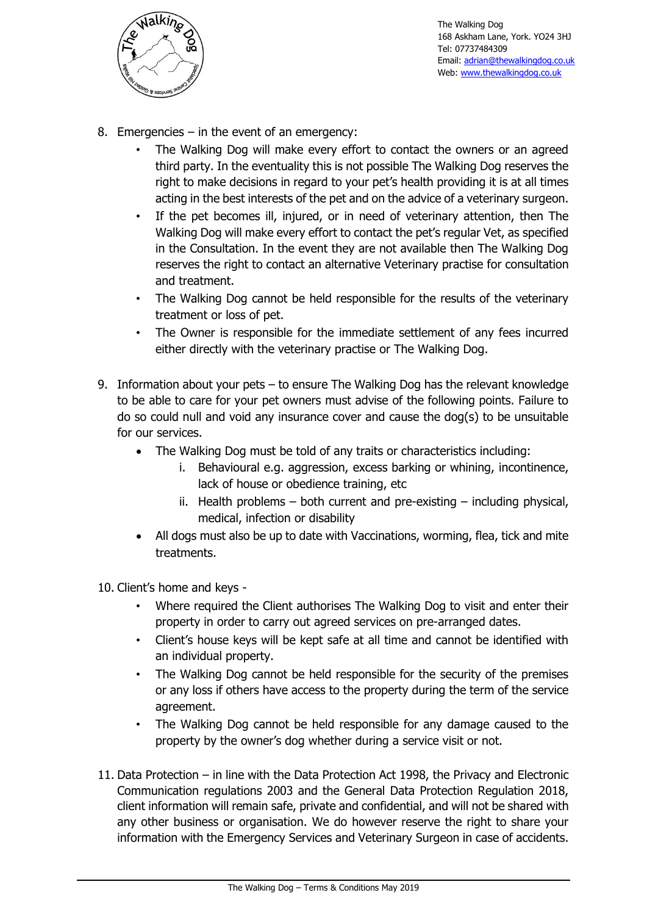The Walking Dog
168 Askham Lane, York. YO24 3HJ
Tel: 07737484309
Email: adrian@thewalkingdog.co.uk
Web: www.thewalkingdog.co.uk

8. Emergencies – in the event of an emergency:
   - The Walking Dog will make every effort to contact the owners or an agreed third party. In the eventuality this is not possible The Walking Dog reserves the right to make decisions in regard to your pet's health providing it is at all times acting in the best interests of the pet and on the advice of a veterinary surgeon.
   - If the pet becomes ill, injured, or in need of veterinary attention, then The Walking Dog will make every effort to contact the pet's regular Vet, as specified in the Consultation. In the event they are not available then The Walking Dog reserves the right to contact an alternative Veterinary practise for consultation and treatment.
   - The Walking Dog cannot be held responsible for the results of the veterinary treatment or loss of pet.
   - The Owner is responsible for the immediate settlement of any fees incurred either directly with the veterinary practise or The Walking Dog.

9. Information about your pets – to ensure The Walking Dog has the relevant knowledge to be able to care for your pet owners must advise of the following points. Failure to do so could null and void any insurance cover and cause the dog(s) to be unsuitable for our services.
   - The Walking Dog must be told of any traits or characteristics including:
     i. Behavioural e.g. aggression, excess barking or whining, incontinence, lack of house or obedience training, etc
     ii. Health problems – both current and pre-existing – including physical, medical, infection or disability
   - All dogs must also be up to date with Vaccinations, worming, flea, tick and mite treatments.

10. Client's home and keys -
    - Where required the Client authorises The Walking Dog to visit and enter their property in order to carry out agreed services on pre-arranged dates.
    - Client's house keys will be kept safe at all time and cannot be identified with an individual property.
    - The Walking Dog cannot be held responsible for the security of the premises or any loss if others have access to the property during the term of the service agreement.
    - The Walking Dog cannot be held responsible for any damage caused to the property by the owner's dog whether during a service visit or not.

11. Data Protection – in line with the Data Protection Act 1998, the Privacy and Electronic Communication regulations 2003 and the General Data Protection Regulation 2018, client information will remain safe, private and confidential, and will not be shared with any other business or organisation. We do however reserve the right to share your information with the Emergency Services and Veterinary Surgeon in case of accidents.